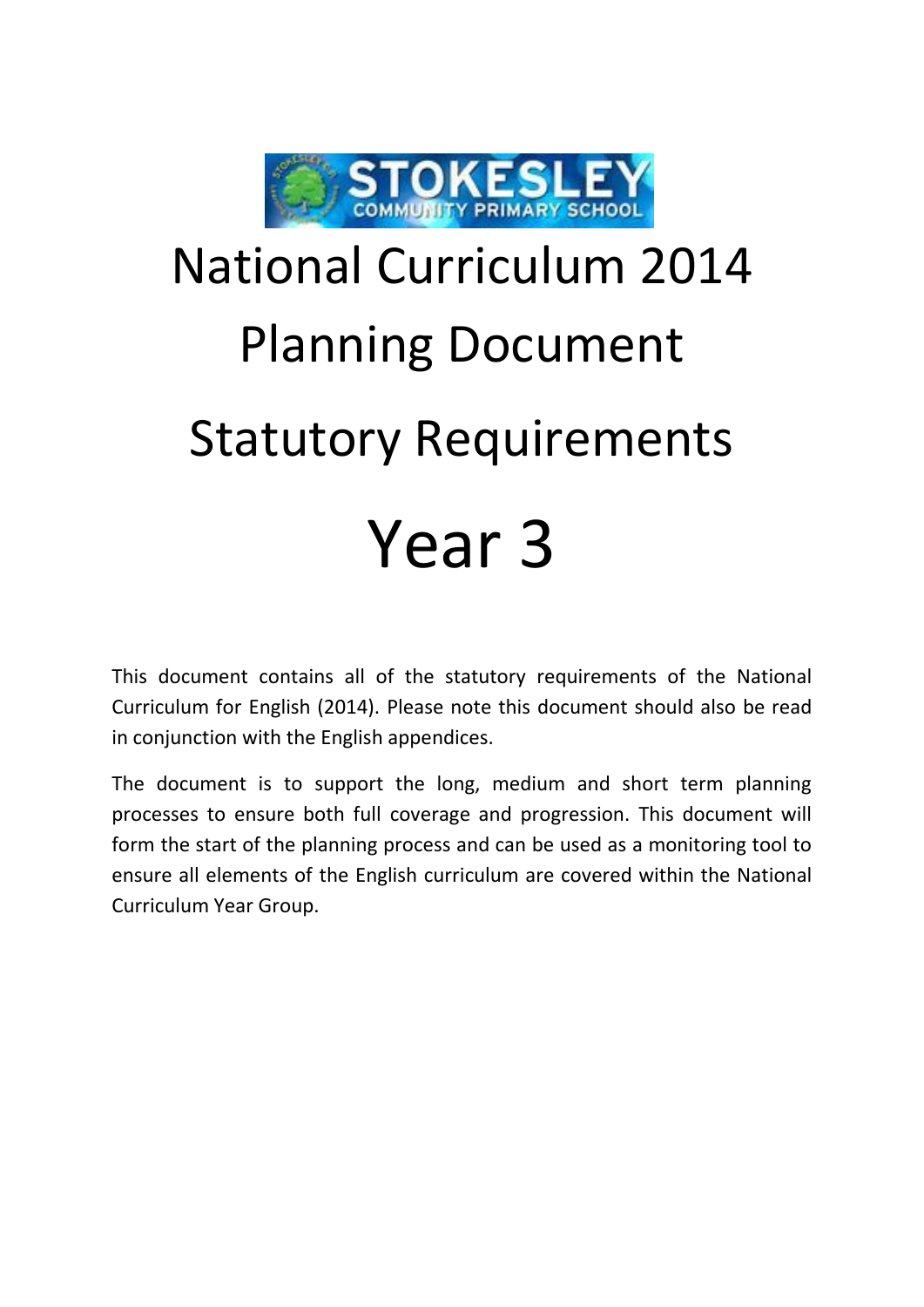# National Curriculum 2014 Planning Document

# Statutory Requirements

# Year 3

This document contains all of the statutory requirements of the National Curriculum for English (2014). Please note this document should also be read in conjunction with the English appendices.

The document is to support the long, medium and short term planning processes to ensure both full coverage and progression. This document will form the start of the planning process and can be used as a monitoring tool to ensure all elements of the English curriculum are covered within the National Curriculum Year Group.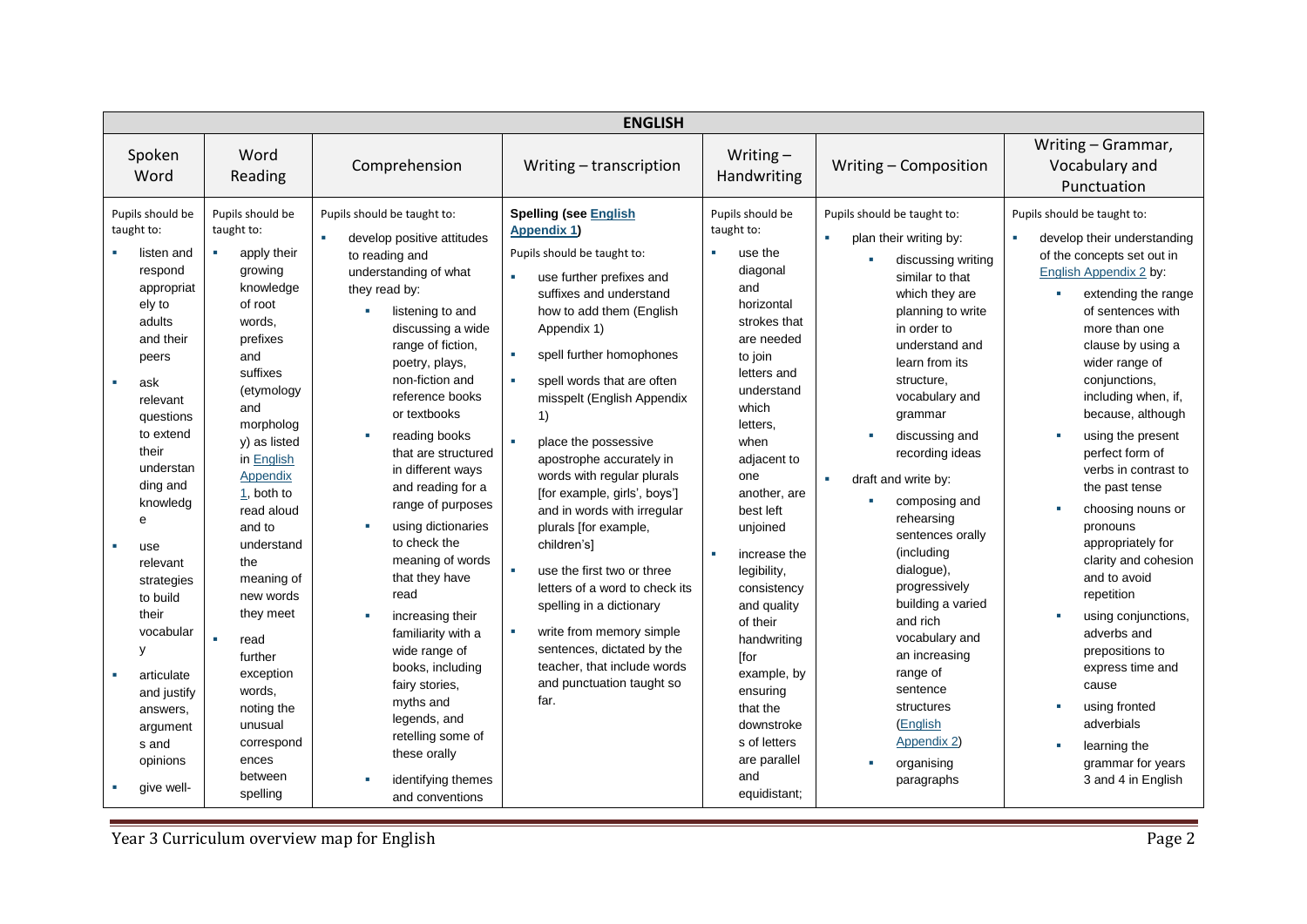| ENGLISH | | | | | | |
|---|---|---|---|---|---|---|
| Spoken Word | Word Reading | Comprehension | Writing – transcription | Writing – Handwriting | Writing – Composition | Writing – Grammar, Vocabulary and Punctuation |
| Pupils should be taught to:<br>▪ listen and respond appropriately to adults and their peers<br>▪ ask relevant questions to extend their understanding and knowledge<br>▪ use relevant strategies to build their vocabulary<br>▪ articulate and justify answers, arguments and opinions<br>▪ give well- | Pupils should be taught to:<br>▪ apply their growing knowledge of root words, prefixes and suffixes (etymology and morphology) as listed in English Appendix 1, both to read aloud and to understand the meaning of new words they meet<br>▪ read further exception words, noting the unusual correspondences between spelling | Pupils should be taught to:<br>▪ develop positive attitudes to reading and understanding of what they read by:<br>▪ listening to and discussing a wide range of fiction, poetry, plays, non-fiction and reference books or textbooks<br>▪ reading books that are structured in different ways and reading for a range of purposes<br>▪ using dictionaries to check the meaning of words that they have read<br>▪ increasing their familiarity with a wide range of books, including fairy stories, myths and legends, and retelling some of these orally<br>▪ identifying themes and conventions | **Spelling (see English Appendix 1)**<br>Pupils should be taught to:<br>▪ use further prefixes and suffixes and understand how to add them (English Appendix 1)<br>▪ spell further homophones<br>▪ spell words that are often misspelt (English Appendix 1)<br>▪ place the possessive apostrophe accurately in words with regular plurals [for example, girls', boys'] and in words with irregular plurals [for example, children's]<br>▪ use the first two or three letters of a word to check its spelling in a dictionary<br>▪ write from memory simple sentences, dictated by the teacher, that include words and punctuation taught so far. | Pupils should be taught to:<br>▪ use the diagonal and horizontal strokes that are needed to join letters and understand which letters, when adjacent to one another, are best left unjoined<br>▪ increase the legibility, consistency and quality of their handwriting [for example, by ensuring that the downstrokes of letters are parallel and equidistant; | Pupils should be taught to:<br>▪ plan their writing by:<br>▪ discussing writing similar to that which they are planning to write in order to understand and learn from its structure, vocabulary and grammar<br>▪ discussing and recording ideas<br>▪ draft and write by:<br>▪ composing and rehearsing sentences orally (including dialogue), progressively building a varied and rich vocabulary and an increasing range of sentence structures (English Appendix 2)<br>▪ organising paragraphs | Pupils should be taught to:<br>▪ develop their understanding of the concepts set out in English Appendix 2 by:<br>▪ extending the range of sentences with more than one clause by using a wider range of conjunctions, including when, if, because, although<br>▪ using the present perfect form of verbs in contrast to the past tense<br>▪ choosing nouns or pronouns appropriately for clarity and cohesion and to avoid repetition<br>▪ using conjunctions, adverbs and prepositions to express time and cause<br>▪ using fronted adverbials<br>▪ learning the grammar for years 3 and 4 in English |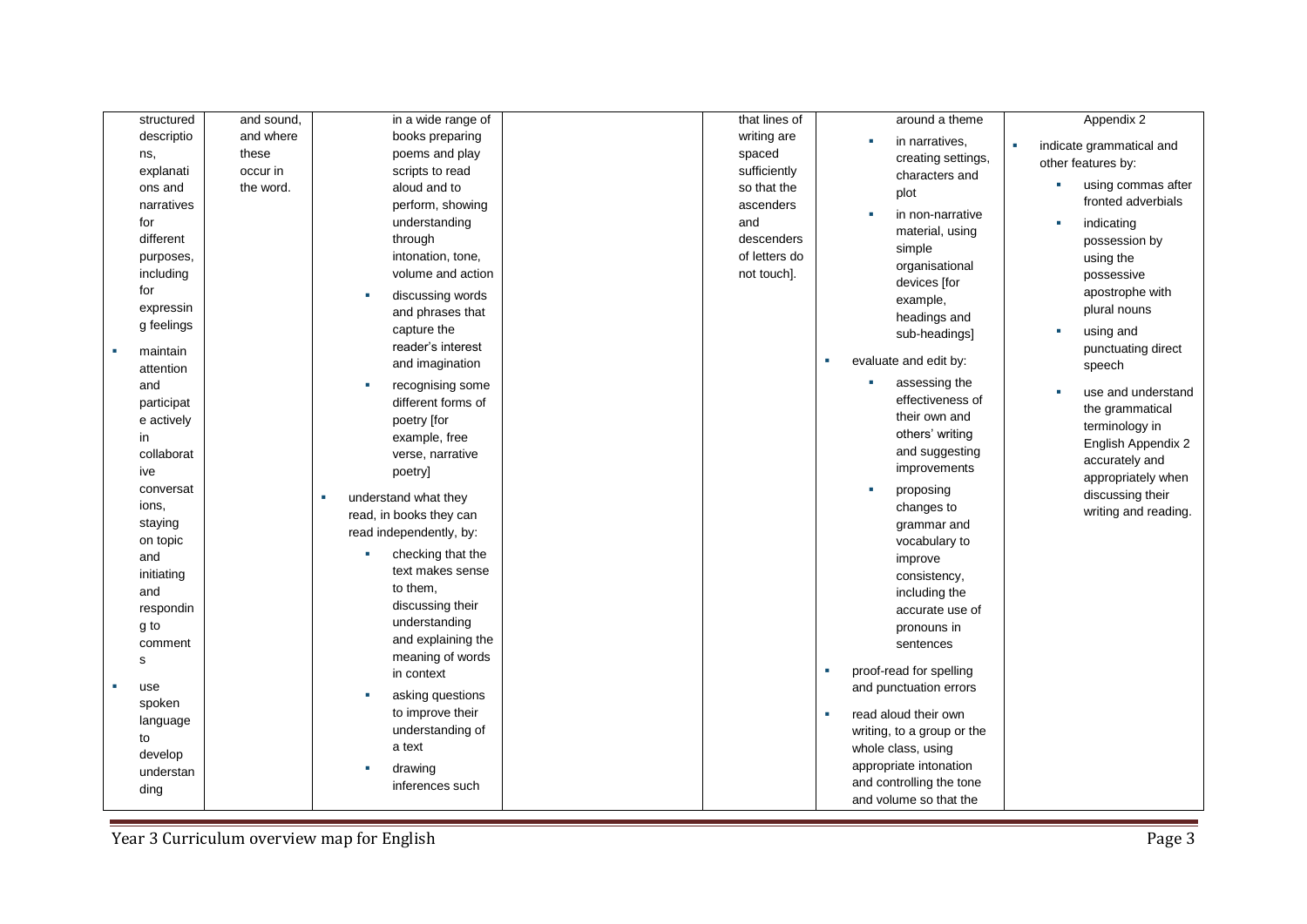| | | | | | | |
|---|---|---|---|---|---|---|
| structured descriptions, explanations and narratives for different purposes, including for expressing feelings<br>- maintain attention and participate actively in collaborative conversations, staying on topic and initiating and responding to comments<br>- use spoken language to develop understanding | and sound, and where these occur in the word. | in a wide range of books preparing poems and play scripts to read aloud and to perform, showing understanding through intonation, tone, volume and action<br>- discussing words and phrases that capture the reader's interest and imagination<br>- recognising some different forms of poetry [for example, free verse, narrative poetry]<br>- understand what they read, in books they can read independently, by:<br>  - checking that the text makes sense to them, discussing their understanding and explaining the meaning of words in context<br>  - asking questions to improve their understanding of a text<br>  - drawing inferences such | | that lines of writing are spaced sufficiently so that the ascenders and descenders of letters do not touch]. | around a theme<br>- in narratives, creating settings, characters and plot<br>- in non-narrative material, using simple organisational devices [for example, headings and sub-headings]<br>- evaluate and edit by:<br>  - assessing the effectiveness of their own and others' writing and suggesting improvements<br>  - proposing changes to grammar and vocabulary to improve consistency, including the accurate use of pronouns in sentences<br>- proof-read for spelling and punctuation errors<br>- read aloud their own writing, to a group or the whole class, using appropriate intonation and controlling the tone and volume so that the | Appendix 2<br>- indicate grammatical and other features by:<br>  - using commas after fronted adverbials<br>  - indicating possession by using the possessive apostrophe with plural nouns<br>  - using and punctuating direct speech<br>  - use and understand the grammatical terminology in English Appendix 2 accurately and appropriately when discussing their writing and reading. |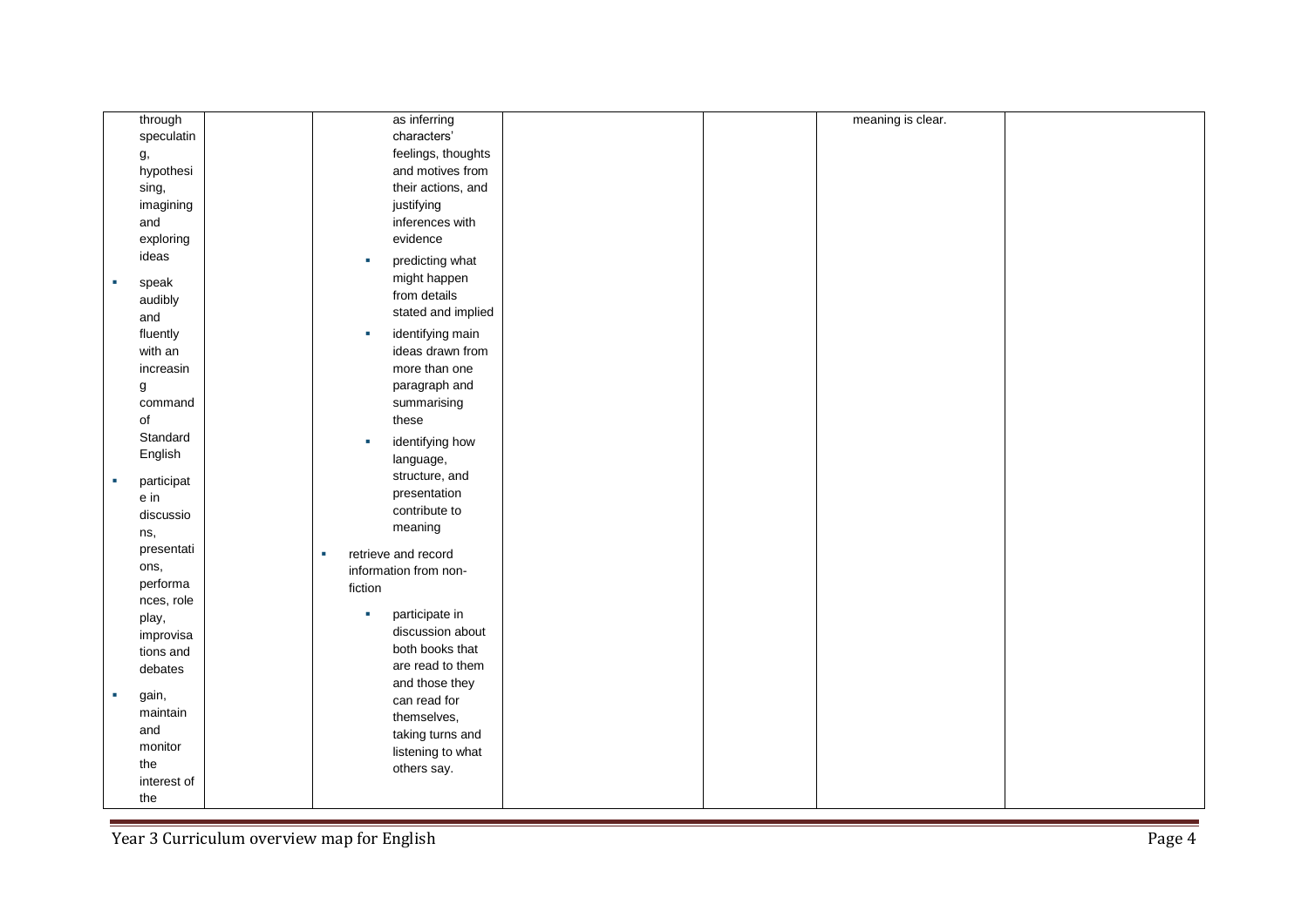| | | | | | | |
|---|---|---|---|---|---|---|
| through speculating, hypothesising, imagining and exploring ideas<br>▪ speak audibly and fluently with an increasing command of Standard English<br>▪ participate in discussions, presentations, performances, role play, improvisations and debates<br>▪ gain, maintain and monitor the interest of the | | as inferring characters' feelings, thoughts and motives from their actions, and justifying inferences with evidence<br>▪ predicting what might happen from details stated and implied<br>▪ identifying main ideas drawn from more than one paragraph and summarising these<br>▪ identifying how language, structure, and presentation contribute to meaning<br>▪ retrieve and record information from non-fiction<br>▪ participate in discussion about both books that are read to them and those they can read for themselves, taking turns and listening to what others say. | | | meaning is clear. | |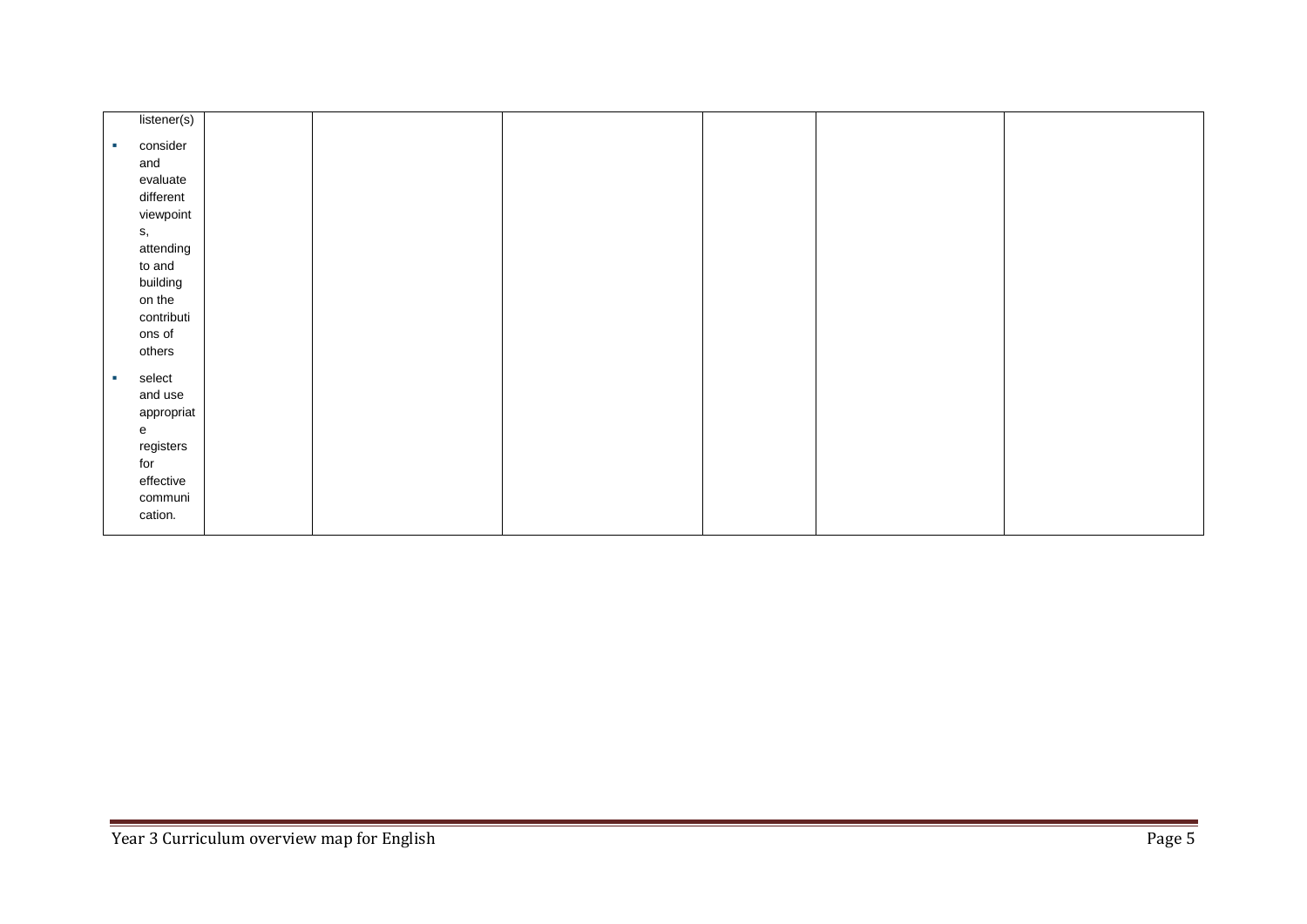| | | | | | | |
|---|---|---|---|---|---|---|
| listener(s)<br>▪ consider and evaluate different viewpoints, attending to and building on the contributions of others<br>▪ select and use appropriate registers for effective communication. | | | | | | |